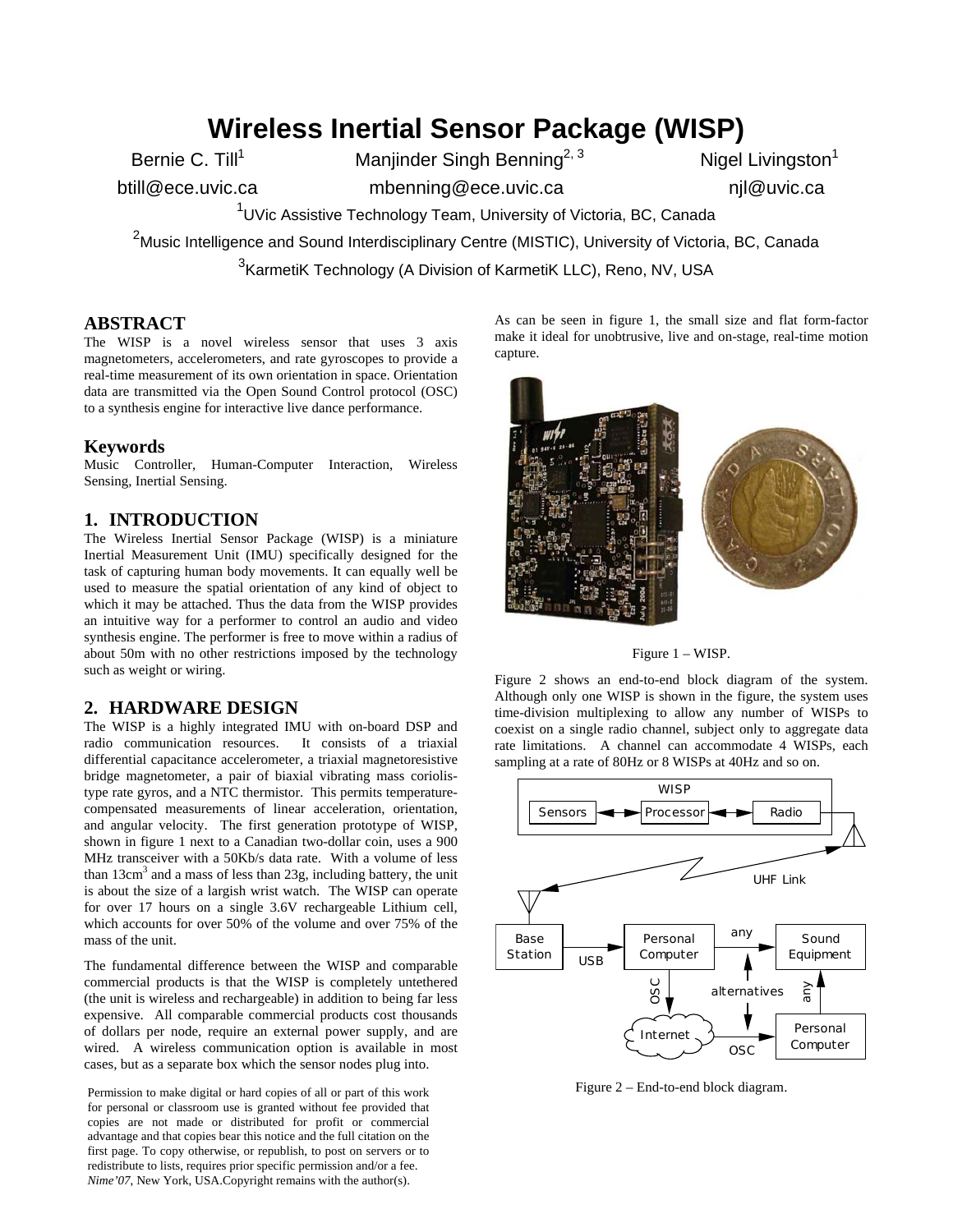# Wireless Inertial Sensor Package (WISP)

Bernie C. Till[1]
btill@ece.uvic.ca

Manjinder Singh Benning[2, 3]
mbenning@ece.uvic.ca

Nigel Livingston[1]
njl@uvic.ca

[1]UVic Assistive Technology Team, University of Victoria, BC, Canada

[2]Music Intelligence and Sound Interdisciplinary Centre (MISTIC), University of Victoria, BC, Canada

[3]KarmetiK Technology (A Division of KarmetiK LLC), Reno, NV, USA

## ABSTRACT

The WISP is a novel wireless sensor that uses 3 axis magnetometers, accelerometers, and rate gyroscopes to provide a real-time measurement of its own orientation in space. Orientation data are transmitted via the Open Sound Control protocol (OSC) to a synthesis engine for interactive live dance performance.

### Keywords

Music Controller, Human-Computer Interaction, Wireless Sensing, Inertial Sensing.

## 1. INTRODUCTION

The Wireless Inertial Sensor Package (WISP) is a miniature Inertial Measurement Unit (IMU) specifically designed for the task of capturing human body movements. It can equally well be used to measure the spatial orientation of any kind of object to which it may be attached. Thus the data from the WISP provides an intuitive way for a performer to control an audio and video synthesis engine. The performer is free to move within a radius of about 50m with no other restrictions imposed by the technology such as weight or wiring.

## 2. HARDWARE DESIGN

The WISP is a highly integrated IMU with on-board DSP and radio communication resources. It consists of a triaxial differential capacitance accelerometer, a triaxial magnetoresistive bridge magnetometer, a pair of biaxial vibrating mass coriolis-type rate gyros, and a NTC thermistor. This permits temperature-compensated measurements of linear acceleration, orientation, and angular velocity. The first generation prototype of WISP, shown in figure 1 next to a Canadian two-dollar coin, uses a 900 MHz transceiver with a 50Kb/s data rate. With a volume of less than 13cm$^3$ and a mass of less than 23g, including battery, the unit is about the size of a largish wrist watch. The WISP can operate for over 17 hours on a single 3.6V rechargeable Lithium cell, which accounts for over 50% of the volume and over 75% of the mass of the unit.

The fundamental difference between the WISP and comparable commercial products is that the WISP is completely untethered (the unit is wireless and rechargeable) in addition to being far less expensive. All comparable commercial products cost thousands of dollars per node, require an external power supply, and are wired. A wireless communication option is available in most cases, but as a separate box which the sensor nodes plug into.

Permission to make digital or hard copies of all or part of this work for personal or classroom use is granted without fee provided that copies are not made or distributed for profit or commercial advantage and that copies bear this notice and the full citation on the first page. To copy otherwise, or republish, to post on servers or to redistribute to lists, requires prior specific permission and/or a fee.
*Nime'07*, New York, USA.Copyright remains with the author(s).

As can be seen in figure 1, the small size and flat form-factor make it ideal for unobtrusive, live and on-stage, real-time motion capture.

Figure 1 – WISP.

Figure 2 shows an end-to-end block diagram of the system. Although only one WISP is shown in the figure, the system uses time-division multiplexing to allow any number of WISPs to coexist on a single radio channel, subject only to aggregate data rate limitations. A channel can accommodate 4 WISPs, each sampling at a rate of 80Hz or 8 WISPs at 40Hz and so on.

Figure 2 – End-to-end block diagram.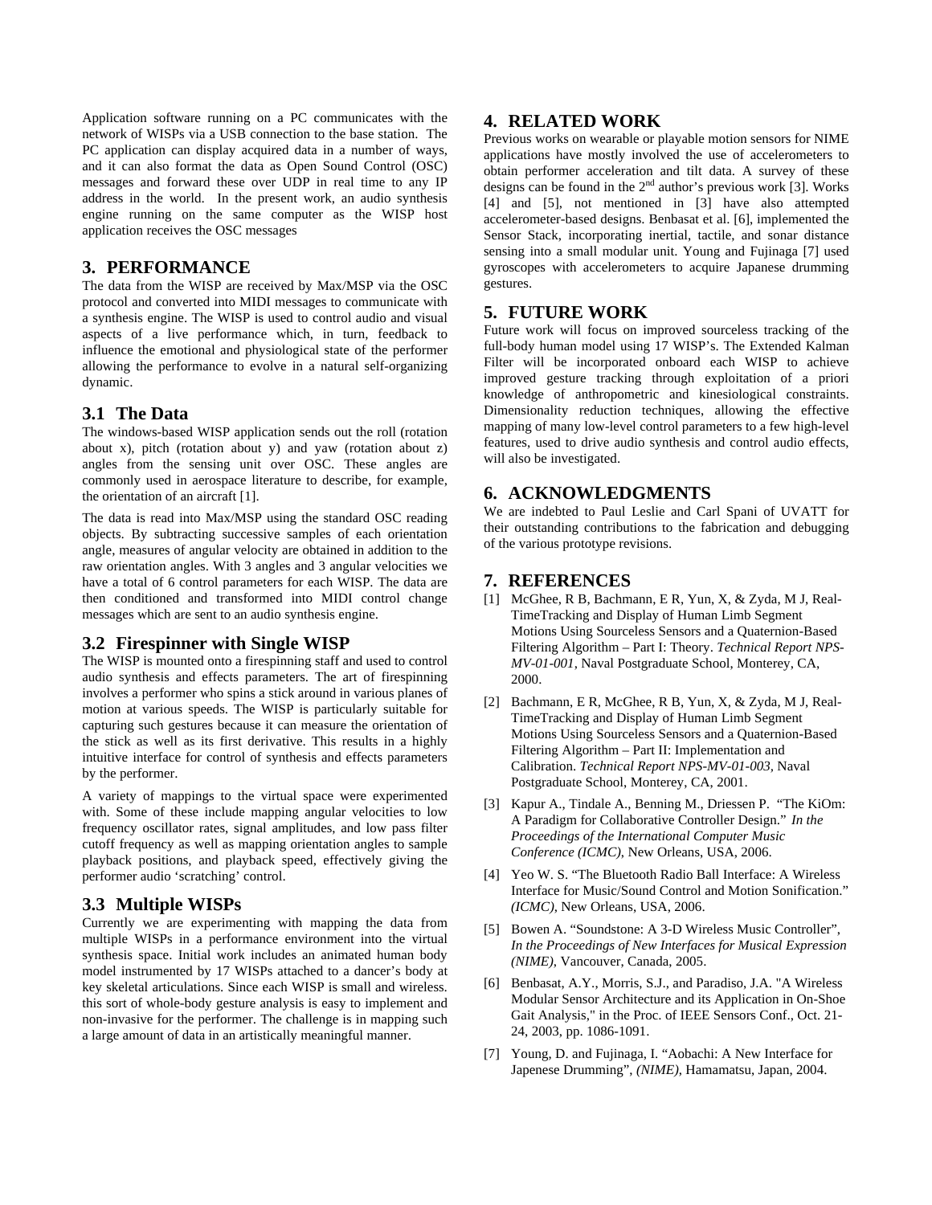Application software running on a PC communicates with the network of WISPs via a USB connection to the base station. The PC application can display acquired data in a number of ways, and it can also format the data as Open Sound Control (OSC) messages and forward these over UDP in real time to any IP address in the world. In the present work, an audio synthesis engine running on the same computer as the WISP host application receives the OSC messages

## 3. PERFORMANCE

The data from the WISP are received by Max/MSP via the OSC protocol and converted into MIDI messages to communicate with a synthesis engine. The WISP is used to control audio and visual aspects of a live performance which, in turn, feedback to influence the emotional and physiological state of the performer allowing the performance to evolve in a natural self-organizing dynamic.

### 3.1 The Data

The windows-based WISP application sends out the roll (rotation about x), pitch (rotation about y) and yaw (rotation about z) angles from the sensing unit over OSC. These angles are commonly used in aerospace literature to describe, for example, the orientation of an aircraft [1].

The data is read into Max/MSP using the standard OSC reading objects. By subtracting successive samples of each orientation angle, measures of angular velocity are obtained in addition to the raw orientation angles. With 3 angles and 3 angular velocities we have a total of 6 control parameters for each WISP. The data are then conditioned and transformed into MIDI control change messages which are sent to an audio synthesis engine.

### 3.2 Firespinner with Single WISP

The WISP is mounted onto a firespinning staff and used to control audio synthesis and effects parameters. The art of firespinning involves a performer who spins a stick around in various planes of motion at various speeds. The WISP is particularly suitable for capturing such gestures because it can measure the orientation of the stick as well as its first derivative. This results in a highly intuitive interface for control of synthesis and effects parameters by the performer.

A variety of mappings to the virtual space were experimented with. Some of these include mapping angular velocities to low frequency oscillator rates, signal amplitudes, and low pass filter cutoff frequency as well as mapping orientation angles to sample playback positions, and playback speed, effectively giving the performer audio 'scratching' control.

### 3.3 Multiple WISPs

Currently we are experimenting with mapping the data from multiple WISPs in a performance environment into the virtual synthesis space. Initial work includes an animated human body model instrumented by 17 WISPs attached to a dancer's body at key skeletal articulations. Since each WISP is small and wireless. this sort of whole-body gesture analysis is easy to implement and non-invasive for the performer. The challenge is in mapping such a large amount of data in an artistically meaningful manner.

## 4. RELATED WORK

Previous works on wearable or playable motion sensors for NIME applications have mostly involved the use of accelerometers to obtain performer acceleration and tilt data. A survey of these designs can be found in the 2nd author's previous work [3]. Works [4] and [5], not mentioned in [3] have also attempted accelerometer-based designs. Benbasat et al. [6], implemented the Sensor Stack, incorporating inertial, tactile, and sonar distance sensing into a small modular unit. Young and Fujinaga [7] used gyroscopes with accelerometers to acquire Japanese drumming gestures.

## 5. FUTURE WORK

Future work will focus on improved sourceless tracking of the full-body human model using 17 WISP's. The Extended Kalman Filter will be incorporated onboard each WISP to achieve improved gesture tracking through exploitation of a priori knowledge of anthropometric and kinesiological constraints. Dimensionality reduction techniques, allowing the effective mapping of many low-level control parameters to a few high-level features, used to drive audio synthesis and control audio effects, will also be investigated.

## 6. ACKNOWLEDGMENTS

We are indebted to Paul Leslie and Carl Spani of UVATT for their outstanding contributions to the fabrication and debugging of the various prototype revisions.

## 7. REFERENCES

[1] McGhee, R B, Bachmann, E R, Yun, X, & Zyda, M J, Real-TimeTracking and Display of Human Limb Segment Motions Using Sourceless Sensors and a Quaternion-Based Filtering Algorithm – Part I: Theory. *Technical Report NPS-MV-01-001*, Naval Postgraduate School, Monterey, CA, 2000.

[2] Bachmann, E R, McGhee, R B, Yun, X, & Zyda, M J, Real-TimeTracking and Display of Human Limb Segment Motions Using Sourceless Sensors and a Quaternion-Based Filtering Algorithm – Part II: Implementation and Calibration. *Technical Report NPS-MV-01-003*, Naval Postgraduate School, Monterey, CA, 2001.

[3] Kapur A., Tindale A., Benning M., Driessen P. "The KiOm: A Paradigm for Collaborative Controller Design." *In the Proceedings of the International Computer Music Conference (ICMC)*, New Orleans, USA, 2006.

[4] Yeo W. S. "The Bluetooth Radio Ball Interface: A Wireless Interface for Music/Sound Control and Motion Sonification." *(ICMC)*, New Orleans, USA, 2006.

[5] Bowen A. "Soundstone: A 3-D Wireless Music Controller", *In the Proceedings of New Interfaces for Musical Expression (NIME)*, Vancouver, Canada, 2005.

[6] Benbasat, A.Y., Morris, S.J., and Paradiso, J.A. "A Wireless Modular Sensor Architecture and its Application in On-Shoe Gait Analysis," in the Proc. of IEEE Sensors Conf., Oct. 21-24, 2003, pp. 1086-1091.

[7] Young, D. and Fujinaga, I. "Aobachi: A New Interface for Japenese Drumming", *(NIME)*, Hamamatsu, Japan, 2004.